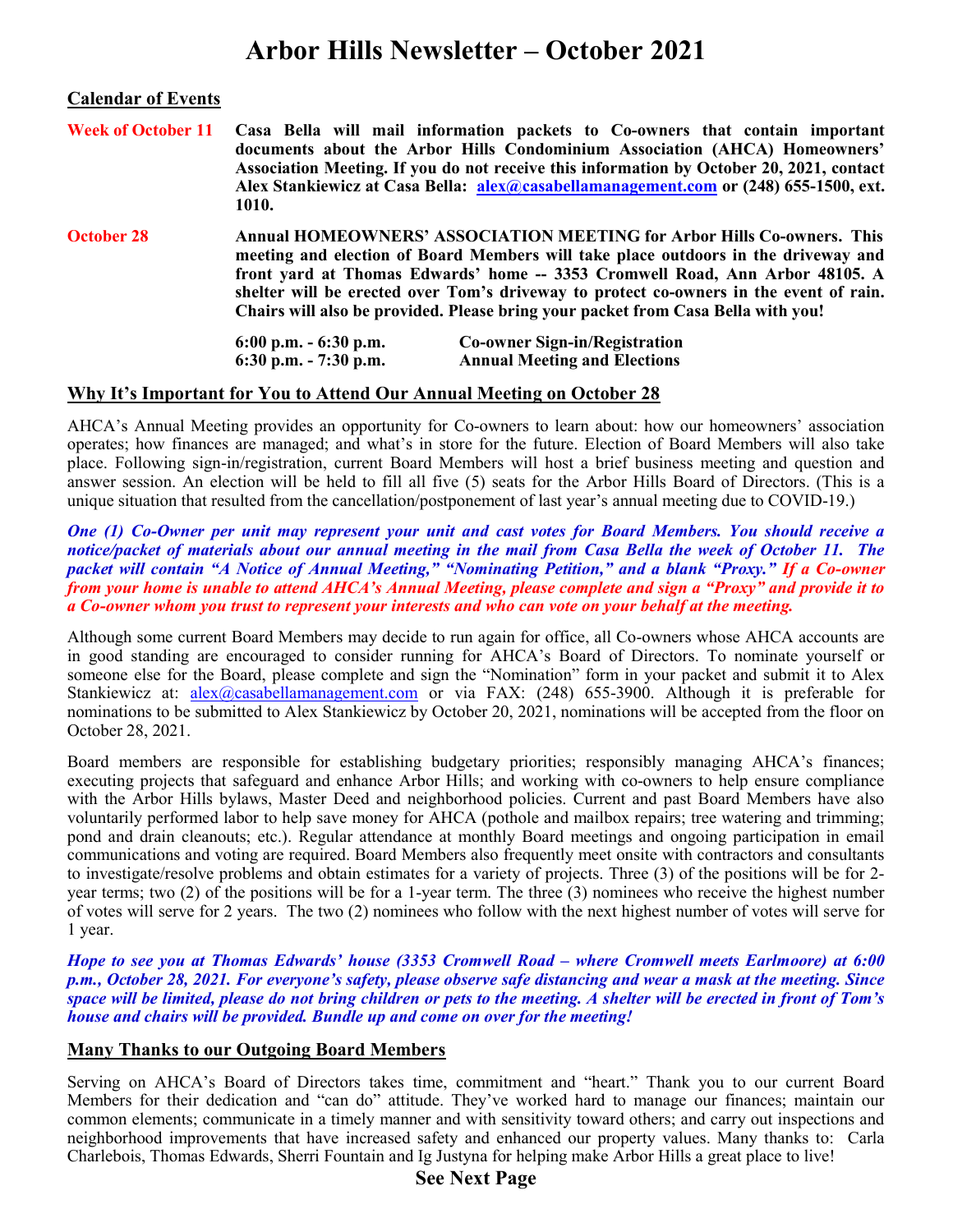# Arbor Hills Newsletter – October 2021

## Calendar of Events

**Week of October 11** — **Casa Bella will mail information packets to Co-owners that contain important documents about the Arbor Hills Condominium Association (AHCA) Homeowners' Association Meeting. If you do not receive this information by October 20, 2021, contact Alex Stankiewicz at Casa Bella: alex@casabellamanagement.com or (248) 655-1500, ext. 1010.**

**October 28** — **Annual HOMEOWNERS' ASSOCIATION MEETING for Arbor Hills Co-owners. This meeting and election of Board Members will take place outdoors in the driveway and front yard at Thomas Edwards' home -- 3353 Cromwell Road, Ann Arbor 48105. A shelter will be erected over Tom's driveway to protect co-owners in the event of rain. Chairs will also be provided. Please bring your packet from Casa Bella with you!**

**6:00 p.m. - 6:30 p.m.** — **Co-owner Sign-in/Registration**
**6:30 p.m. - 7:30 p.m.** — **Annual Meeting and Elections**

## Why It's Important for You to Attend Our Annual Meeting on October 28

AHCA's Annual Meeting provides an opportunity for Co-owners to learn about: how our homeowners' association operates; how finances are managed; and what's in store for the future. Election of Board Members will also take place. Following sign-in/registration, current Board Members will host a brief business meeting and question and answer session. An election will be held to fill all five (5) seats for the Arbor Hills Board of Directors. (This is a unique situation that resulted from the cancellation/postponement of last year's annual meeting due to COVID-19.)

***One (1) Co-Owner per unit may represent your unit and cast votes for Board Members. You should receive a notice/packet of materials about our annual meeting in the mail from Casa Bella the week of October 11. The packet will contain "A Notice of Annual Meeting," "Nominating Petition," and a blank "Proxy." If a Co-owner from your home is unable to attend AHCA's Annual Meeting, please complete and sign a "Proxy" and provide it to a Co-owner whom you trust to represent your interests and who can vote on your behalf at the meeting.***

Although some current Board Members may decide to run again for office, all Co-owners whose AHCA accounts are in good standing are encouraged to consider running for AHCA's Board of Directors. To nominate yourself or someone else for the Board, please complete and sign the "Nomination" form in your packet and submit it to Alex Stankiewicz at: alex@casabellamanagement.com or via FAX: (248) 655-3900. Although it is preferable for nominations to be submitted to Alex Stankiewicz by October 20, 2021, nominations will be accepted from the floor on October 28, 2021.

Board members are responsible for establishing budgetary priorities; responsibly managing AHCA's finances; executing projects that safeguard and enhance Arbor Hills; and working with co-owners to help ensure compliance with the Arbor Hills bylaws, Master Deed and neighborhood policies. Current and past Board Members have also voluntarily performed labor to help save money for AHCA (pothole and mailbox repairs; tree watering and trimming; pond and drain cleanouts; etc.). Regular attendance at monthly Board meetings and ongoing participation in email communications and voting are required. Board Members also frequently meet onsite with contractors and consultants to investigate/resolve problems and obtain estimates for a variety of projects. Three (3) of the positions will be for 2-year terms; two (2) of the positions will be for a 1-year term. The three (3) nominees who receive the highest number of votes will serve for 2 years. The two (2) nominees who follow with the next highest number of votes will serve for 1 year.

***Hope to see you at Thomas Edwards' house (3353 Cromwell Road – where Cromwell meets Earlmoore) at 6:00 p.m., October 28, 2021. For everyone's safety, please observe safe distancing and wear a mask at the meeting. Since space will be limited, please do not bring children or pets to the meeting. A shelter will be erected in front of Tom's house and chairs will be provided. Bundle up and come on over for the meeting!***

## Many Thanks to our Outgoing Board Members

Serving on AHCA's Board of Directors takes time, commitment and "heart." Thank you to our current Board Members for their dedication and "can do" attitude. They've worked hard to manage our finances; maintain our common elements; communicate in a timely manner and with sensitivity toward others; and carry out inspections and neighborhood improvements that have increased safety and enhanced our property values. Many thanks to: Carla Charlebois, Thomas Edwards, Sherri Fountain and Ig Justyna for helping make Arbor Hills a great place to live!

**See Next Page**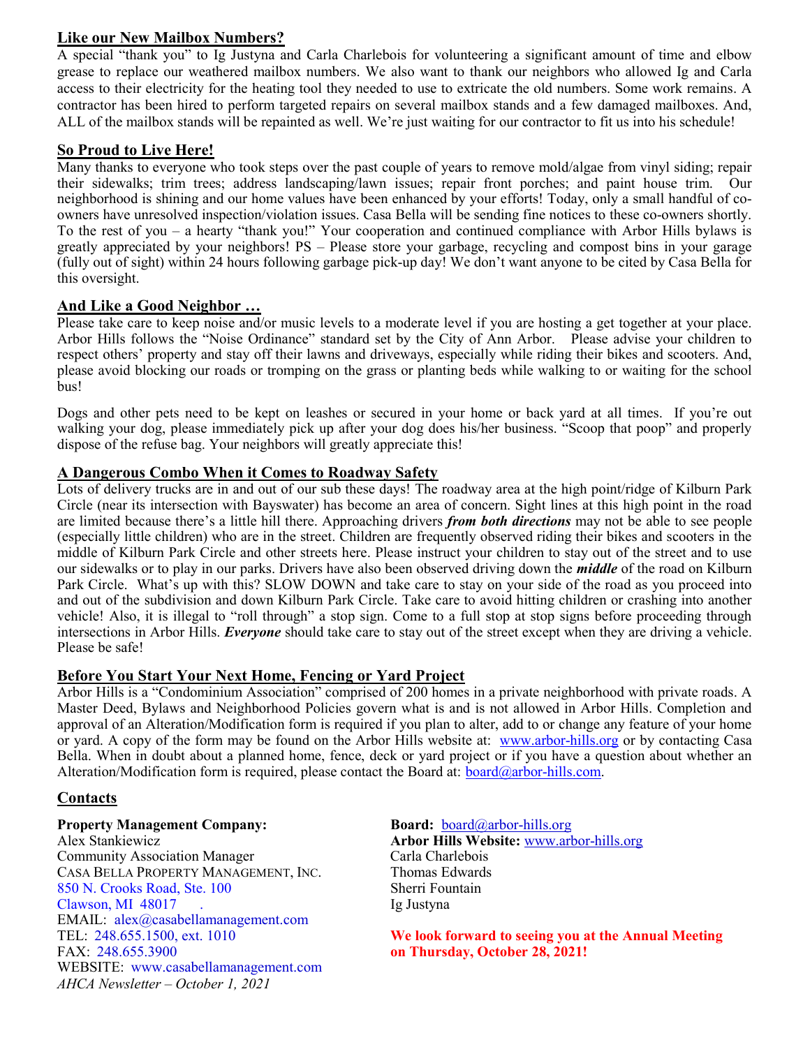## Like our New Mailbox Numbers?

A special "thank you" to Ig Justyna and Carla Charlebois for volunteering a significant amount of time and elbow grease to replace our weathered mailbox numbers. We also want to thank our neighbors who allowed Ig and Carla access to their electricity for the heating tool they needed to use to extricate the old numbers. Some work remains. A contractor has been hired to perform targeted repairs on several mailbox stands and a few damaged mailboxes. And, ALL of the mailbox stands will be repainted as well. We're just waiting for our contractor to fit us into his schedule!

## So Proud to Live Here!

Many thanks to everyone who took steps over the past couple of years to remove mold/algae from vinyl siding; repair their sidewalks; trim trees; address landscaping/lawn issues; repair front porches; and paint house trim. Our neighborhood is shining and our home values have been enhanced by your efforts! Today, only a small handful of co-owners have unresolved inspection/violation issues. Casa Bella will be sending fine notices to these co-owners shortly. To the rest of you – a hearty "thank you!" Your cooperation and continued compliance with Arbor Hills bylaws is greatly appreciated by your neighbors! PS – Please store your garbage, recycling and compost bins in your garage (fully out of sight) within 24 hours following garbage pick-up day! We don't want anyone to be cited by Casa Bella for this oversight.

## And Like a Good Neighbor …

Please take care to keep noise and/or music levels to a moderate level if you are hosting a get together at your place. Arbor Hills follows the "Noise Ordinance" standard set by the City of Ann Arbor. Please advise your children to respect others' property and stay off their lawns and driveways, especially while riding their bikes and scooters. And, please avoid blocking our roads or tromping on the grass or planting beds while walking to or waiting for the school bus!

Dogs and other pets need to be kept on leashes or secured in your home or back yard at all times. If you're out walking your dog, please immediately pick up after your dog does his/her business. "Scoop that poop" and properly dispose of the refuse bag. Your neighbors will greatly appreciate this!

## A Dangerous Combo When it Comes to Roadway Safety

Lots of delivery trucks are in and out of our sub these days! The roadway area at the high point/ridge of Kilburn Park Circle (near its intersection with Bayswater) has become an area of concern. Sight lines at this high point in the road are limited because there's a little hill there. Approaching drivers ***from both directions*** may not be able to see people (especially little children) who are in the street. Children are frequently observed riding their bikes and scooters in the middle of Kilburn Park Circle and other streets here. Please instruct your children to stay out of the street and to use our sidewalks or to play in our parks. Drivers have also been observed driving down the ***middle*** of the road on Kilburn Park Circle. What's up with this? SLOW DOWN and take care to stay on your side of the road as you proceed into and out of the subdivision and down Kilburn Park Circle. Take care to avoid hitting children or crashing into another vehicle! Also, it is illegal to "roll through" a stop sign. Come to a full stop at stop signs before proceeding through intersections in Arbor Hills. ***Everyone*** should take care to stay out of the street except when they are driving a vehicle. Please be safe!

## Before You Start Your Next Home, Fencing or Yard Project

Arbor Hills is a "Condominium Association" comprised of 200 homes in a private neighborhood with private roads. A Master Deed, Bylaws and Neighborhood Policies govern what is and is not allowed in Arbor Hills. Completion and approval of an Alteration/Modification form is required if you plan to alter, add to or change any feature of your home or yard. A copy of the form may be found on the Arbor Hills website at: www.arbor-hills.org or by contacting Casa Bella. When in doubt about a planned home, fence, deck or yard project or if you have a question about whether an Alteration/Modification form is required, please contact the Board at: board@arbor-hills.com.

## Contacts

**Property Management Company:**
Alex Stankiewicz
Community Association Manager
CASA BELLA PROPERTY MANAGEMENT, INC.
850 N. Crooks Road, Ste. 100
Clawson, MI 48017 .
EMAIL: alex@casabellamanagement.com
TEL: 248.655.1500, ext. 1010
FAX: 248.655.3900
WEBSITE: www.casabellamanagement.com
*AHCA Newsletter – October 1, 2021*

**Board:** board@arbor-hills.org
**Arbor Hills Website:** www.arbor-hills.org
Carla Charlebois
Thomas Edwards
Sherri Fountain
Ig Justyna

**We look forward to seeing you at the Annual Meeting on Thursday, October 28, 2021!**